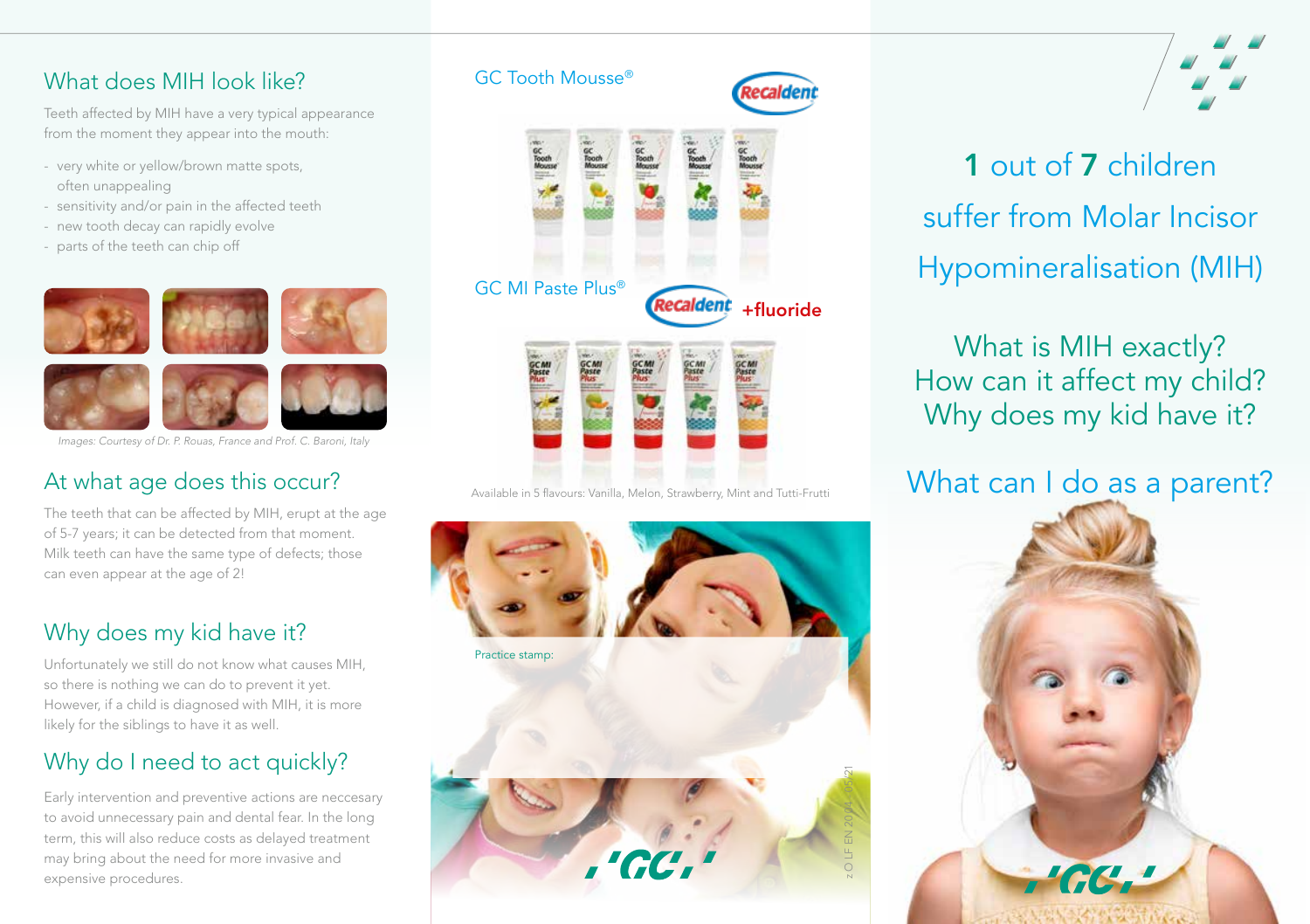## What does MIH look like?

Teeth affected by MIH have a very typical appearance from the moment they appear into the mouth:

- very white or yellow/brown matte spots, often unappealing
- sensitivity and/or pain in the affected teeth
- new tooth decay can rapidly evolve
- parts of the teeth can chip off

*Images: Courtesy of Dr. P. Rouas, France and Prof. C. Baroni, Italy*

## At what age does this occur?

The teeth that can be affected by MIH, erupt at the age of 5-7 years; it can be detected from that moment. Milk teeth can have the same type of defects; those can even appear at the age of 2!

## Why does my kid have it?

Unfortunately we still do not know what causes MIH, so there is nothing we can do to prevent it yet. However, if a child is diagnosed with MIH, it is more likely for the siblings to have it as well.

## Why do I need to act quickly?

Early intervention and preventive actions are neccesary to avoid unnecessary pain and dental fear. In the long term, this will also reduce costs as delayed treatment may bring about the need for more invasive and expensive procedures.

## GC Tooth Mousse®

Recaldent

## GC MI Paste Plus®

Recaldent +fluoride

Available in 5 flavours: Vanilla, Melon, Strawberry, Mint and Tutti-Frutti

Practice stamp:

z O LF EN 2014 05/21

GC

# **1** out of **7** children suffer from Molar Incisor Hypomineralisation (MIH)

## What is MIH exactly? How can it affect my child? Why does my kid have it?

## What can I do as a parent?

GC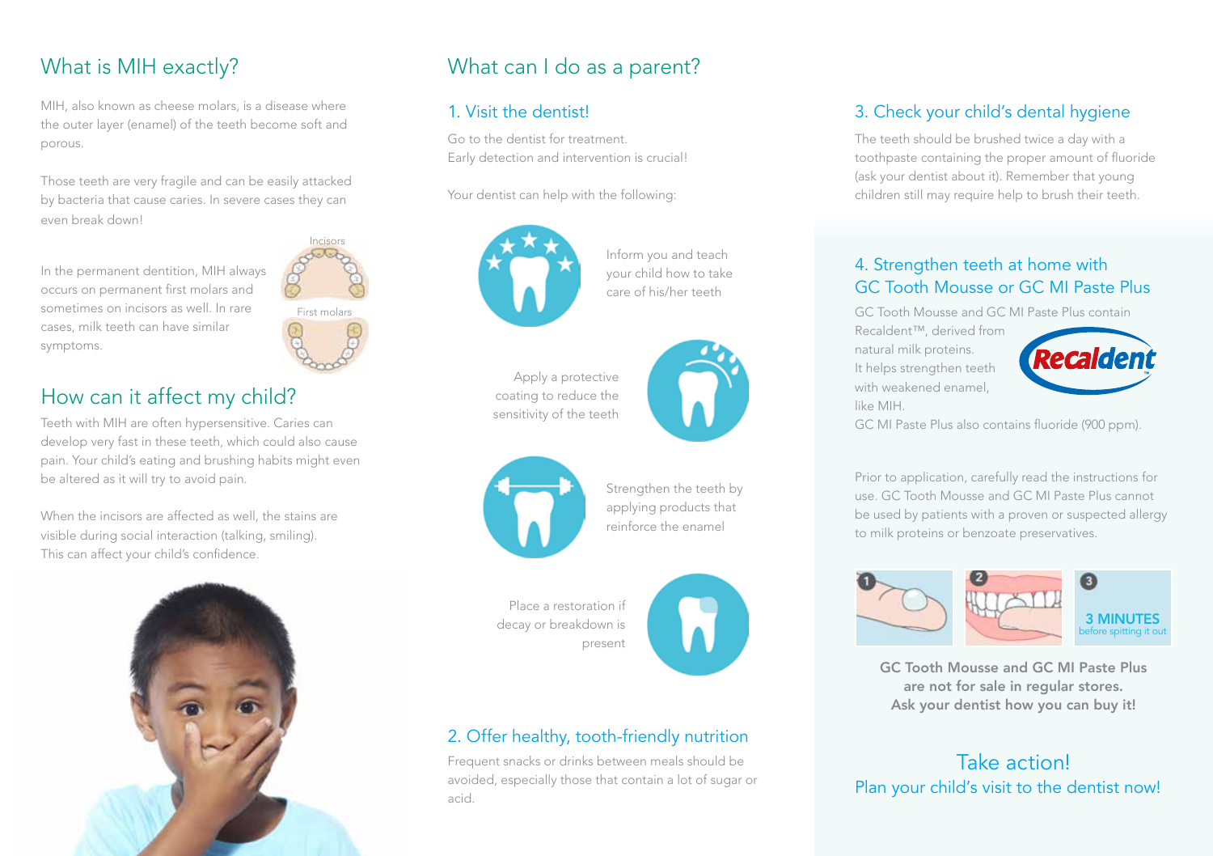## What is MIH exactly?

MIH, also known as cheese molars, is a disease where the outer layer (enamel) of the teeth become soft and porous.

Those teeth are very fragile and can be easily attacked by bacteria that cause caries. In severe cases they can even break down!

In the permanent dentition, MIH always occurs on permanent first molars and sometimes on incisors as well. In rare cases, milk teeth can have similar symptoms.

Incisors

First molars

## How can it affect my child?

Teeth with MIH are often hypersensitive. Caries can develop very fast in these teeth, which could also cause pain. Your child's eating and brushing habits might even be altered as it will try to avoid pain.

When the incisors are affected as well, the stains are visible during social interaction (talking, smiling). This can affect your child's confidence.

## What can I do as a parent?

### 1. Visit the dentist!

Go to the dentist for treatment.
Early detection and intervention is crucial!

Your dentist can help with the following:

- Inform you and teach your child how to take care of his/her teeth
- Apply a protective coating to reduce the sensitivity of the teeth
- Strengthen the teeth by applying products that reinforce the enamel
- Place a restoration if decay or breakdown is present

### 2. Offer healthy, tooth-friendly nutrition

Frequent snacks or drinks between meals should be avoided, especially those that contain a lot of sugar or acid.

### 3. Check your child's dental hygiene

The teeth should be brushed twice a day with a toothpaste containing the proper amount of fluoride (ask your dentist about it). Remember that young children still may require help to brush their teeth.

### 4. Strengthen teeth at home with GC Tooth Mousse or GC MI Paste Plus

GC Tooth Mousse and GC MI Paste Plus contain Recaldent™, derived from natural milk proteins. It helps strengthen teeth with weakened enamel, like MIH.
GC MI Paste Plus also contains fluoride (900 ppm).

Recaldent

Prior to application, carefully read the instructions for use. GC Tooth Mousse and GC MI Paste Plus cannot be used by patients with a proven or suspected allergy to milk proteins or benzoate preservatives.

1 2 3

3 MINUTES
before spitting it out

**GC Tooth Mousse and GC MI Paste Plus are not for sale in regular stores. Ask your dentist how you can buy it!**

## Take action!

Plan your child's visit to the dentist now!